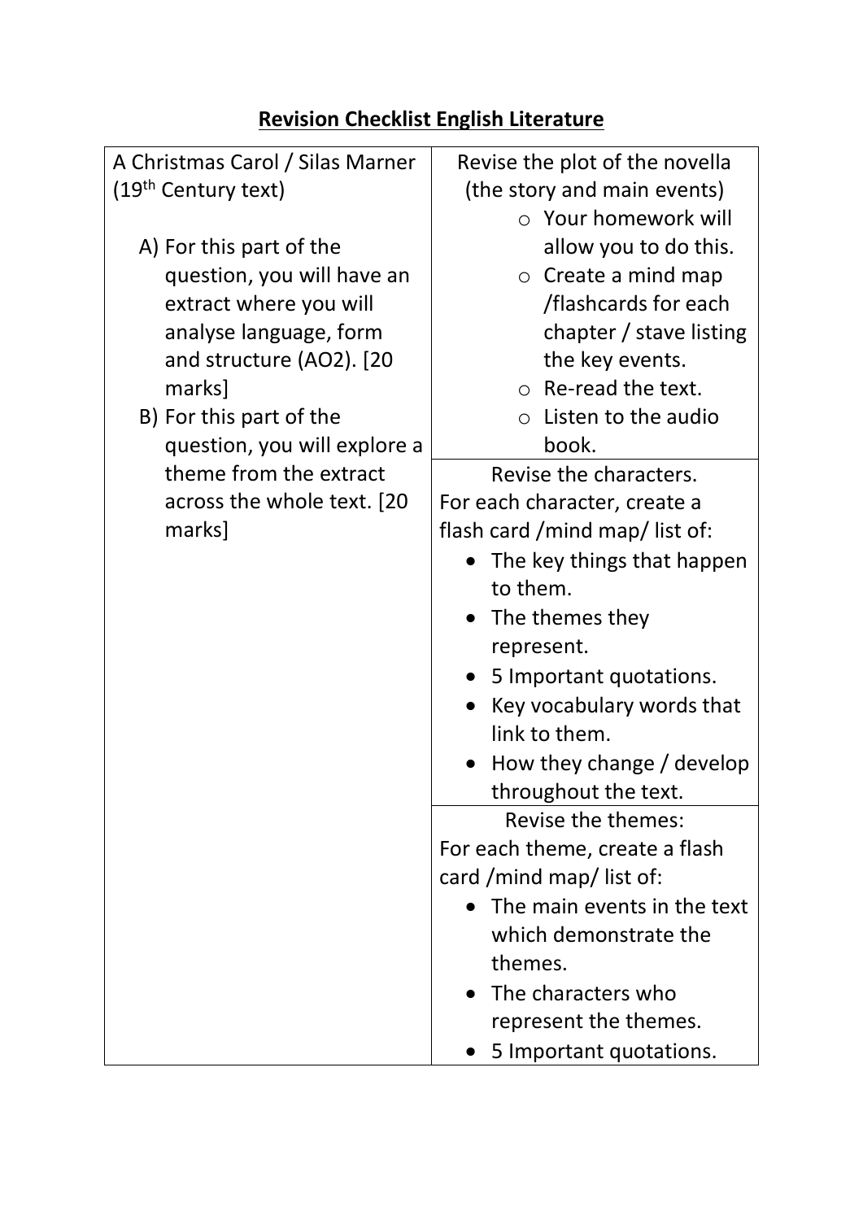# Revision Checklist English Literature

| A Christmas Carol / Silas Marner (19th Century text)<br><br>A) For this part of the question, you will have an extract where you will analyse language, form and structure (AO2). [20 marks]<br>B) For this part of the question, you will explore a theme from the extract across the whole text. [20 marks] | Revise the plot of the novella (the story and main events)<br>○ Your homework will allow you to do this.<br>○ Create a mind map /flashcards for each chapter / stave listing the key events.<br>○ Re-read the text.<br>○ Listen to the audio book. |
|---|---|
| | Revise the characters.<br>For each character, create a flash card /mind map/ list of:<br>• The key things that happen to them.<br>• The themes they represent.<br>• 5 Important quotations.<br>• Key vocabulary words that link to them.<br>• How they change / develop throughout the text. |
| | Revise the themes:<br>For each theme, create a flash card /mind map/ list of:<br>• The main events in the text which demonstrate the themes.<br>• The characters who represent the themes.<br>• 5 Important quotations. |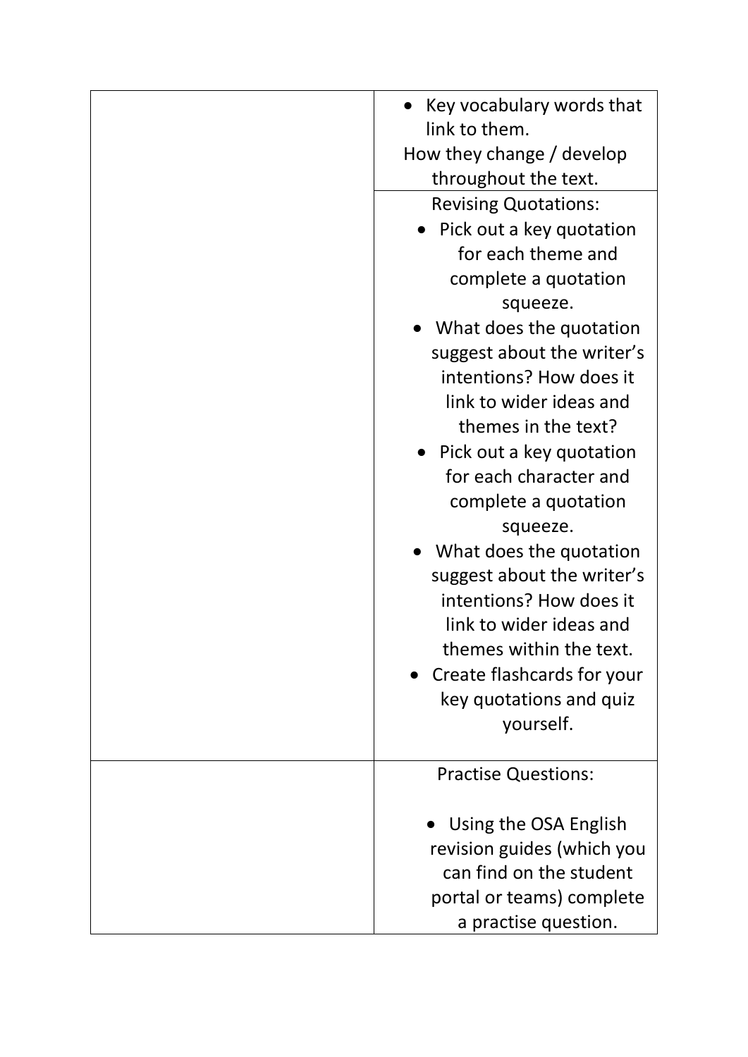| | |
|---|---|
| | • Key vocabulary words that link to them.<br>How they change / develop throughout the text. |
| | Revising Quotations:<br>• Pick out a key quotation for each theme and complete a quotation squeeze.<br>• What does the quotation suggest about the writer's intentions? How does it link to wider ideas and themes in the text?<br>• Pick out a key quotation for each character and complete a quotation squeeze.<br>• What does the quotation suggest about the writer's intentions? How does it link to wider ideas and themes within the text.<br>• Create flashcards for your key quotations and quiz yourself. |
| | Practise Questions:<br><br>• Using the OSA English revision guides (which you can find on the student portal or teams) complete a practise question. |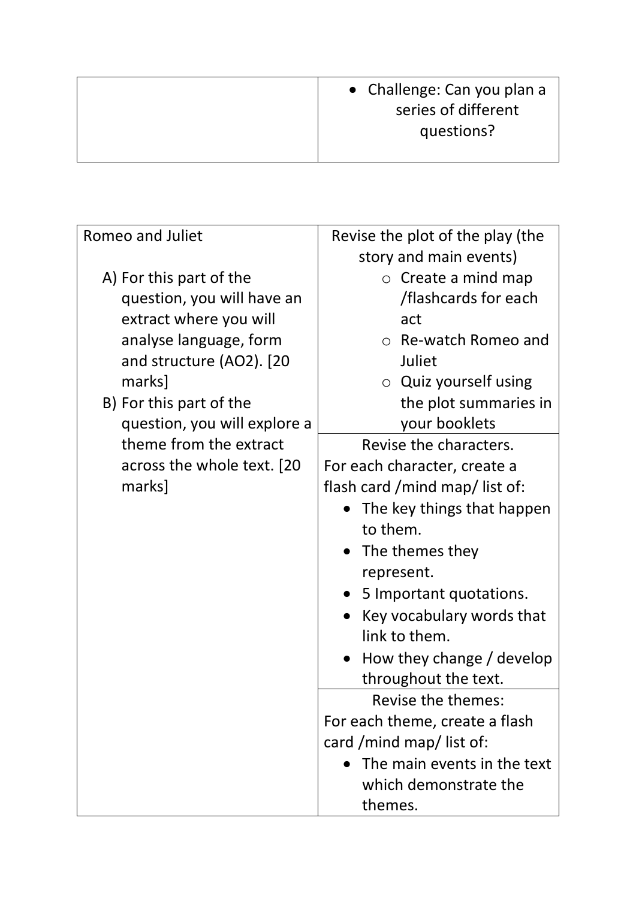| | |
|---|---|
| | • Challenge: Can you plan a series of different questions? |

| | |
|---|---|
| Romeo and Juliet<br><br>A) For this part of the question, you will have an extract where you will analyse language, form and structure (AO2). [20 marks]<br>B) For this part of the question, you will explore a theme from the extract across the whole text. [20 marks] | Revise the plot of the play (the story and main events)<br>○ Create a mind map /flashcards for each act<br>○ Re-watch Romeo and Juliet<br>○ Quiz yourself using the plot summaries in your booklets |
| | Revise the characters.<br>For each character, create a flash card /mind map/ list of:<br>• The key things that happen to them.<br>• The themes they represent.<br>• 5 Important quotations.<br>• Key vocabulary words that link to them.<br>• How they change / develop throughout the text. |
| | Revise the themes:<br>For each theme, create a flash card /mind map/ list of:<br>• The main events in the text which demonstrate the themes. |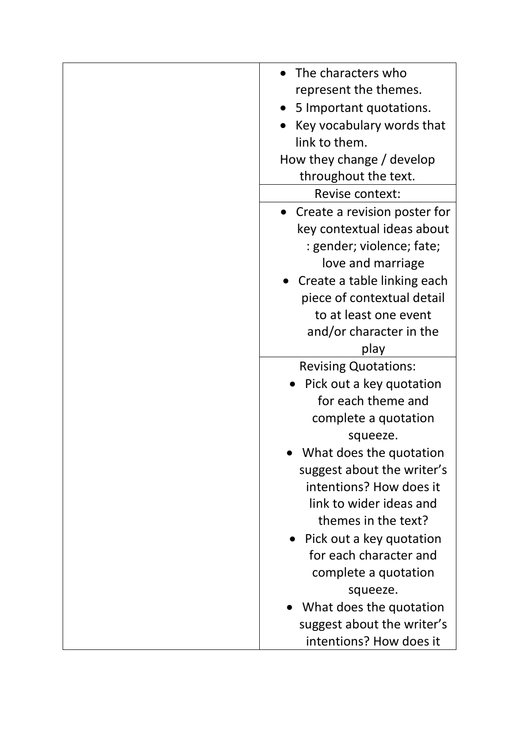| | |
|---|---|
| | • The characters who represent the themes.<br>• 5 Important quotations.<br>• Key vocabulary words that link to them.<br>How they change / develop throughout the text. |
| | Revise context: |
| | • Create a revision poster for key contextual ideas about : gender; violence; fate; love and marriage<br>• Create a table linking each piece of contextual detail to at least one event and/or character in the play |
| | Revising Quotations:<br>• Pick out a key quotation for each theme and complete a quotation squeeze.<br>• What does the quotation suggest about the writer's intentions? How does it link to wider ideas and themes in the text?<br>• Pick out a key quotation for each character and complete a quotation squeeze.<br>• What does the quotation suggest about the writer's intentions? How does it |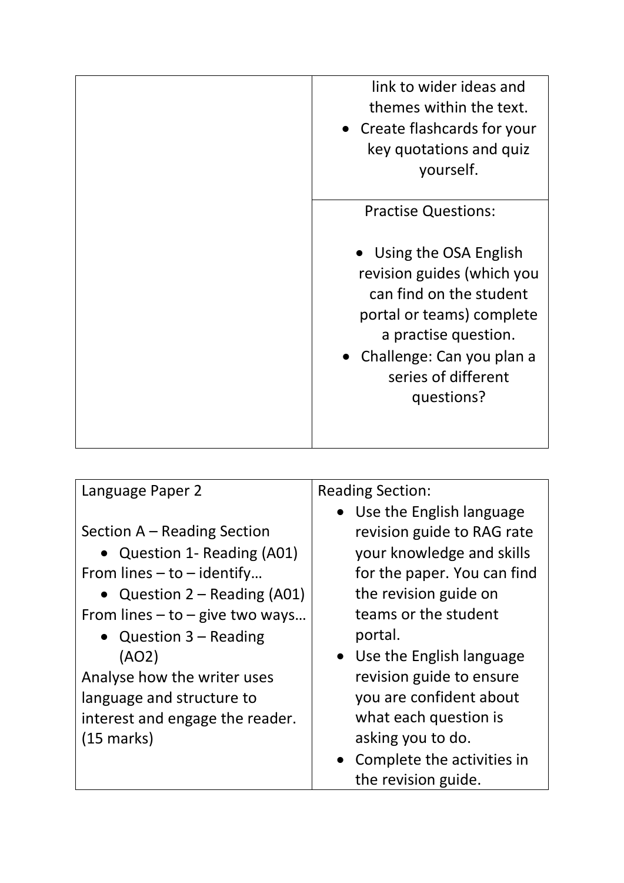| | |
|---|---|
| | link to wider ideas and themes within the text.<br>• Create flashcards for your key quotations and quiz yourself. |
| | Practise Questions:<br><br>• Using the OSA English revision guides (which you can find on the student portal or teams) complete a practise question.<br>• Challenge: Can you plan a series of different questions? |

| | |
|---|---|
| Language Paper 2<br><br>Section A – Reading Section<br>• Question 1- Reading (A01)<br>From lines – to – identify…<br>• Question 2 – Reading (A01)<br>From lines – to – give two ways…<br>• Question 3 – Reading (AO2)<br>Analyse how the writer uses language and structure to interest and engage the reader. (15 marks) | Reading Section:<br>• Use the English language revision guide to RAG rate your knowledge and skills for the paper. You can find the revision guide on teams or the student portal.<br>• Use the English language revision guide to ensure you are confident about what each question is asking you to do.<br>• Complete the activities in the revision guide. |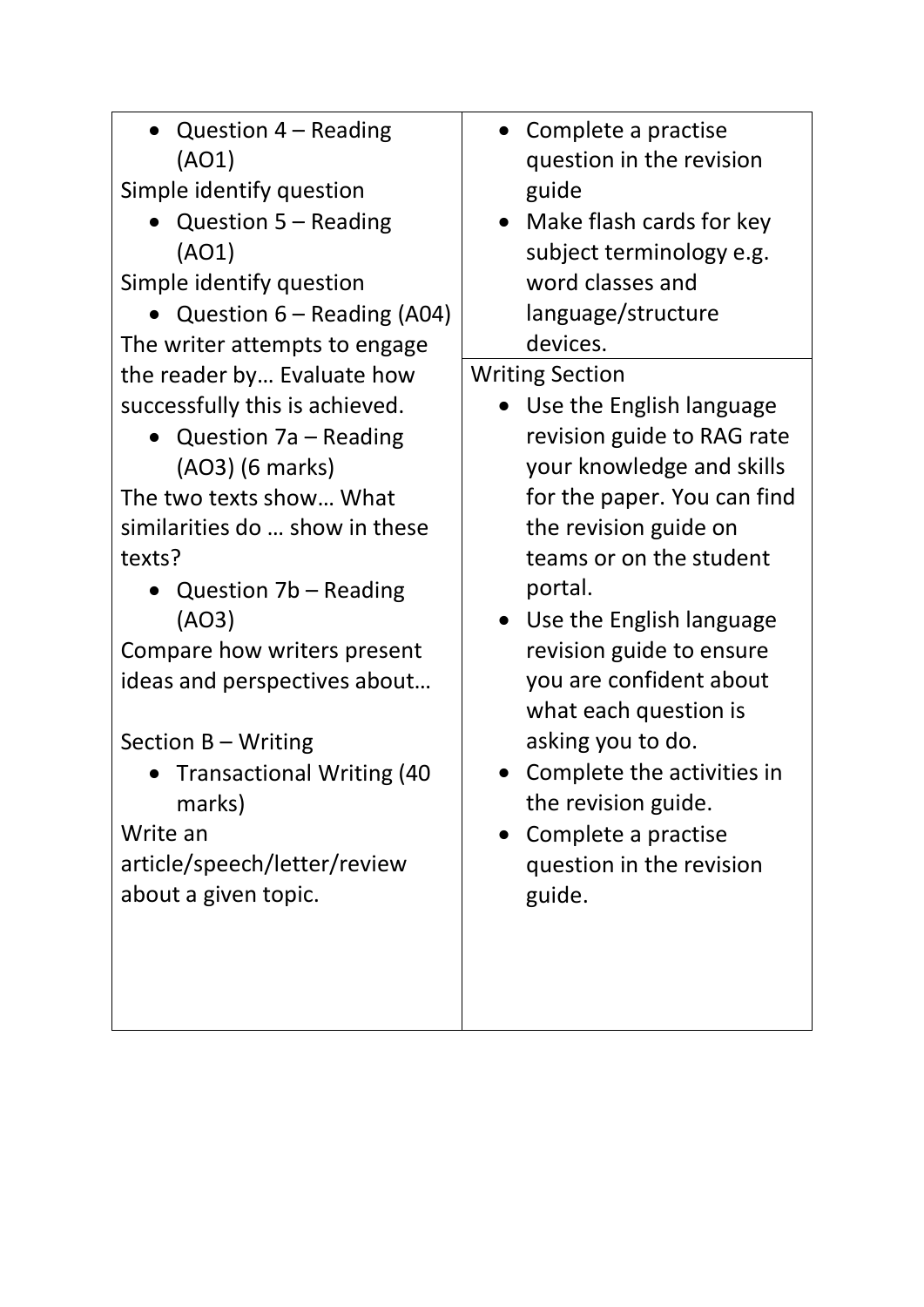| | |
|---|---|
| <ul><li>Question 4 – Reading (AO1)</li></ul>Simple identify question<ul><li>Question 5 – Reading (AO1)</li></ul>Simple identify question<ul><li>Question 6 – Reading (A04)</li></ul>The writer attempts to engage the reader by… Evaluate how successfully this is achieved.<ul><li>Question 7a – Reading (AO3) (6 marks)</li></ul>The two texts show… What similarities do … show in these texts?<ul><li>Question 7b – Reading (AO3)</li></ul>Compare how writers present ideas and perspectives about…<br><br>Section B – Writing<ul><li>Transactional Writing (40 marks)</li></ul>Write an article/speech/letter/review about a given topic. | <ul><li>Complete a practise question in the revision guide</li><li>Make flash cards for key subject terminology e.g. word classes and language/structure devices.</li></ul>Writing Section<ul><li>Use the English language revision guide to RAG rate your knowledge and skills for the paper. You can find the revision guide on teams or on the student portal.</li><li>Use the English language revision guide to ensure you are confident about what each question is asking you to do.</li><li>Complete the activities in the revision guide.</li><li>Complete a practise question in the revision guide.</li></ul> |